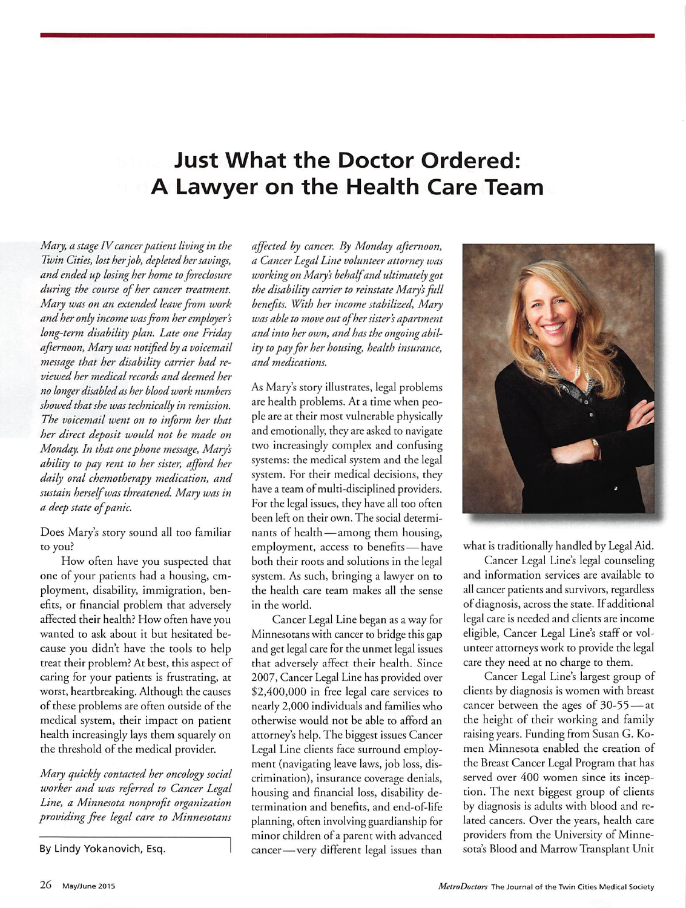# Just What the Doctor Ordered: A Lawyer on the Health Care Team

By Lindy Yokanovich, Esq.

*Mary, a stage IV cancer patient living in the Twin Cities, lost her job, depleted her savings, and ended up losing her home to foreclosure during the course of her cancer treatment. Mary was on an extended leave from work and her only income was from her employer's long-term disability plan. Late one Friday afternoon, Mary was notified by a voicemail message that her disability carrier had reviewed her medical records and deemed her no longer disabled as her blood work numbers showed that she was technically in remission. The voicemail went on to inform her that her direct deposit would not be made on Monday. In that one phone message, Mary's ability to pay rent to her sister, afford her daily oral chemotherapy medication, and sustain herself was threatened. Mary was in a deep state of panic.*

Does Mary's story sound all too familiar to you?

How often have you suspected that one of your patients had a housing, employment, disability, immigration, benefits, or financial problem that adversely affected their health? How often have you wanted to ask about it but hesitated because you didn't have the tools to help treat their problem? At best, this aspect of caring for your patients is frustrating, at worst, heartbreaking. Although the causes of these problems are often outside of the medical system, their impact on patient health increasingly lays them squarely on the threshold of the medical provider.

*Mary quickly contacted her oncology social worker and was referred to Cancer Legal Line, a Minnesota nonprofit organization providing free legal care to Minnesotans affected by cancer. By Monday afternoon, a Cancer Legal Line volunteer attorney was working on Mary's behalf and ultimately got the disability carrier to reinstate Mary's full benefits. With her income stabilized, Mary was able to move out of her sister's apartment and into her own, and has the ongoing ability to pay for her housing, health insurance, and medications.*

As Mary's story illustrates, legal problems are health problems. At a time when people are at their most vulnerable physically and emotionally, they are asked to navigate two increasingly complex and confusing systems: the medical system and the legal system. For their medical decisions, they have a team of multi-disciplined providers. For the legal issues, they have all too often been left on their own. The social determinants of health—among them housing, employment, access to benefits—have both their roots and solutions in the legal system. As such, bringing a lawyer on to the health care team makes all the sense in the world.

Cancer Legal Line began as a way for Minnesotans with cancer to bridge this gap and get legal care for the unmet legal issues that adversely affect their health. Since 2007, Cancer Legal Line has provided over $2,400,000 in free legal care services to nearly 2,000 individuals and families who otherwise would not be able to afford an attorney's help. The biggest issues Cancer Legal Line clients face surround employment (navigating leave laws, job loss, discrimination), insurance coverage denials, housing and financial loss, disability determination and benefits, and end-of-life planning, often involving guardianship for minor children of a parent with advanced cancer—very different legal issues than what is traditionally handled by Legal Aid.

Cancer Legal Line's legal counseling and information services are available to all cancer patients and survivors, regardless of diagnosis, across the state. If additional legal care is needed and clients are income eligible, Cancer Legal Line's staff or volunteer attorneys work to provide the legal care they need at no charge to them.

Cancer Legal Line's largest group of clients by diagnosis is women with breast cancer between the ages of 30-55—at the height of their working and family raising years. Funding from Susan G. Komen Minnesota enabled the creation of the Breast Cancer Legal Program that has served over 400 women since its inception. The next biggest group of clients by diagnosis is adults with blood and related cancers. Over the years, health care providers from the University of Minnesota's Blood and Marrow Transplant Unit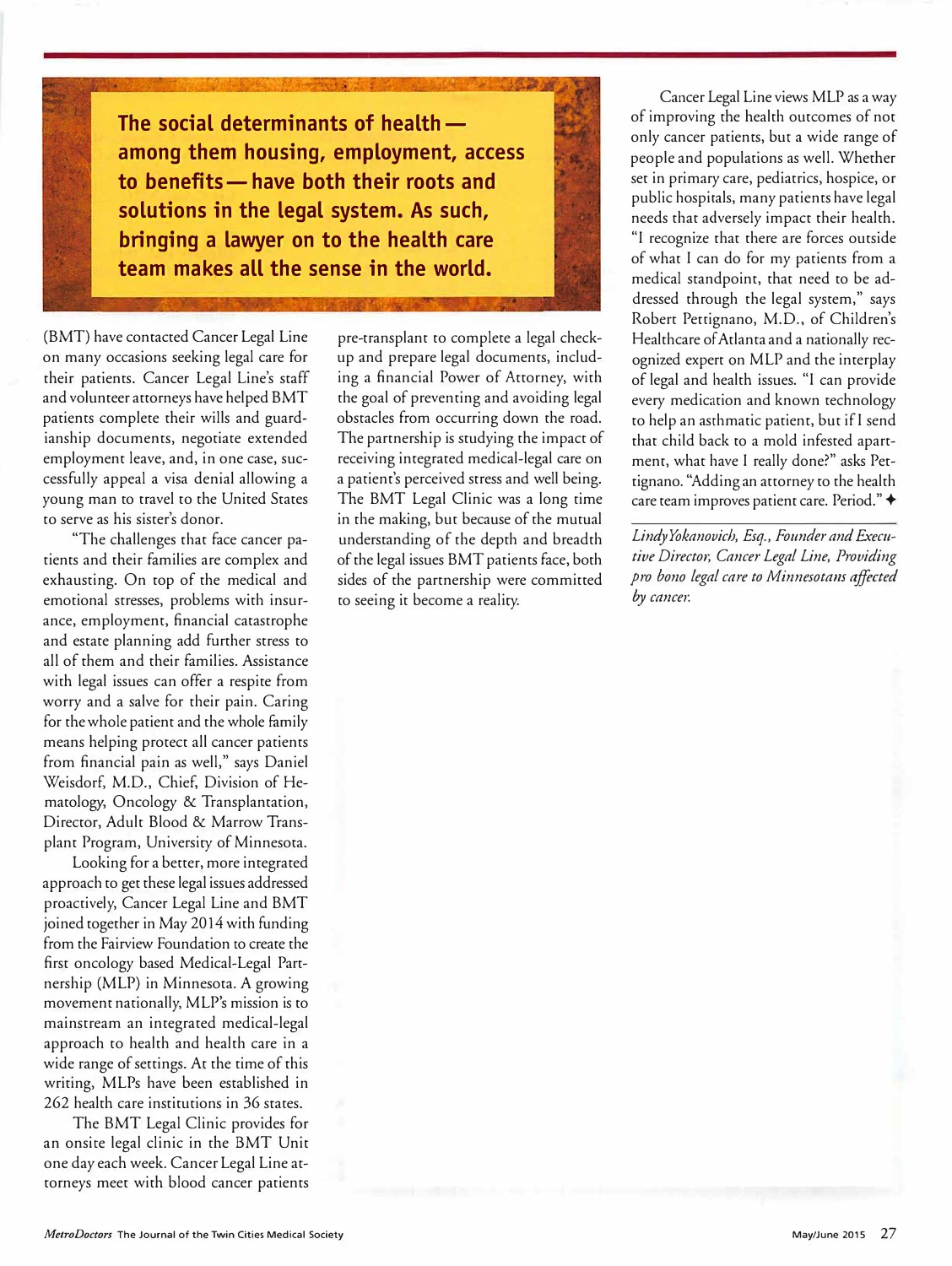**The social determinants of health — among them housing, employment, access to benefits — have both their roots and solutions in the legal system. As such, bringing a lawyer on to the health care team makes all the sense in the world.**

(BMT) have contacted Cancer Legal Line on many occasions seeking legal care for their patients. Cancer Legal Line's staff and volunteer attorneys have helped BMT patients complete their wills and guardianship documents, negotiate extended employment leave, and, in one case, successfully appeal a visa denial allowing a young man to travel to the United States to serve as his sister's donor.

"The challenges that face cancer patients and their families are complex and exhausting. On top of the medical and emotional stresses, problems with insurance, employment, financial catastrophe and estate planning add further stress to all of them and their families. Assistance with legal issues can offer a respite from worry and a salve for their pain. Caring for the whole patient and the whole family means helping protect all cancer patients from financial pain as well," says Daniel Weisdorf, M.D., Chief, Division of Hematology, Oncology & Transplantation, Director, Adult Blood & Marrow Transplant Program, University of Minnesota.

Looking for a better, more integrated approach to get these legal issues addressed proactively, Cancer Legal Line and BMT joined together in May 2014 with funding from the Fairview Foundation to create the first oncology based Medical-Legal Partnership (MLP) in Minnesota. A growing movement nationally, MLP's mission is to mainstream an integrated medical-legal approach to health and health care in a wide range of settings. At the time of this writing, MLPs have been established in 262 health care institutions in 36 states.

The BMT Legal Clinic provides for an onsite legal clinic in the BMT Unit one day each week. Cancer Legal Line attorneys meet with blood cancer patients pre-transplant to complete a legal checkup and prepare legal documents, including a financial Power of Attorney, with the goal of preventing and avoiding legal obstacles from occurring down the road. The partnership is studying the impact of receiving integrated medical-legal care on a patient's perceived stress and well being. The BMT Legal Clinic was a long time in the making, but because of the mutual understanding of the depth and breadth of the legal issues BMT patients face, both sides of the partnership were committed to seeing it become a reality.

Cancer Legal Line views MLP as a way of improving the health outcomes of not only cancer patients, but a wide range of people and populations as well. Whether set in primary care, pediatrics, hospice, or public hospitals, many patients have legal needs that adversely impact their health. "I recognize that there are forces outside of what I can do for my patients from a medical standpoint, that need to be addressed through the legal system," says Robert Pettignano, M.D., of Children's Healthcare of Atlanta and a nationally recognized expert on MLP and the interplay of legal and health issues. "I can provide every medication and known technology to help an asthmatic patient, but if I send that child back to a mold infested apartment, what have I really done?" asks Pettignano. "Adding an attorney to the health care team improves patient care. Period." ✦

---

*Lindy Yokanovich, Esq., Founder and Executive Director, Cancer Legal Line, Providing pro bono legal care to Minnesotans affected by cancer.*